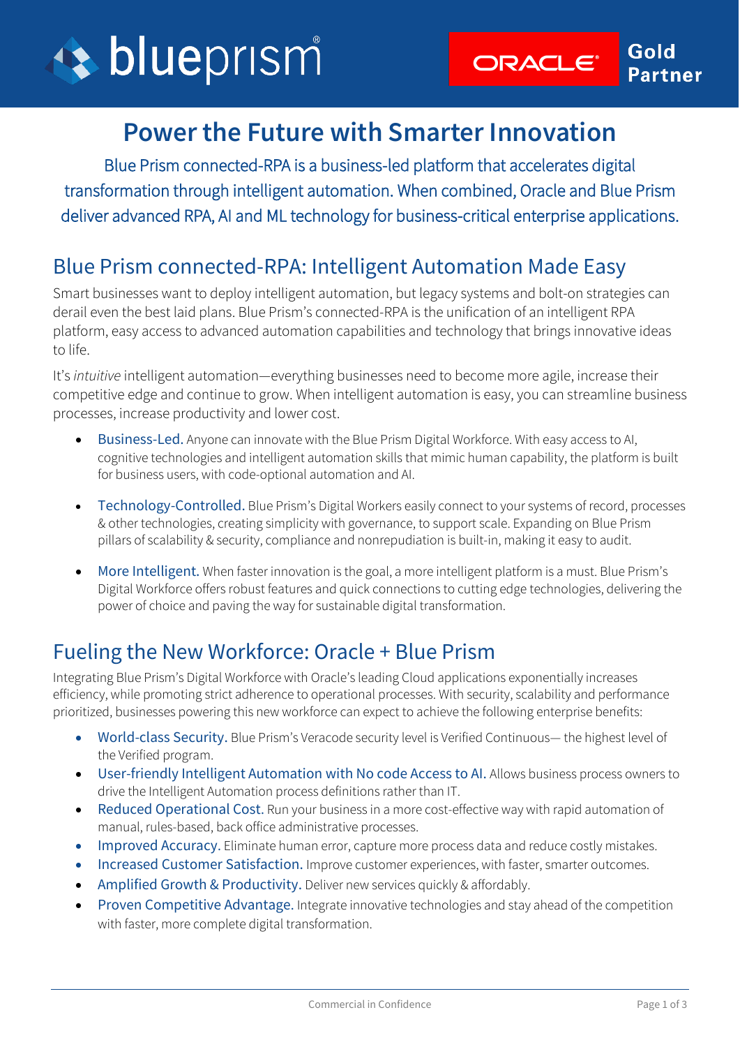blueprism® ORACLE® Gold Partner

# Power the Future with Smarter Innovation

Blue Prism connected-RPA is a business-led platform that accelerates digital transformation through intelligent automation. When combined, Oracle and Blue Prism deliver advanced RPA, AI and ML technology for business-critical enterprise applications.

## Blue Prism connected-RPA: Intelligent Automation Made Easy

Smart businesses want to deploy intelligent automation, but legacy systems and bolt-on strategies can derail even the best laid plans. Blue Prism's connected-RPA is the unification of an intelligent RPA platform, easy access to advanced automation capabilities and technology that brings innovative ideas to life.

It's *intuitive* intelligent automation—everything businesses need to become more agile, increase their competitive edge and continue to grow. When intelligent automation is easy, you can streamline business processes, increase productivity and lower cost.

- Business-Led. Anyone can innovate with the Blue Prism Digital Workforce. With easy access to AI, cognitive technologies and intelligent automation skills that mimic human capability, the platform is built for business users, with code-optional automation and AI.
- Technology-Controlled. Blue Prism's Digital Workers easily connect to your systems of record, processes & other technologies, creating simplicity with governance, to support scale. Expanding on Blue Prism pillars of scalability & security, compliance and nonrepudiation is built-in, making it easy to audit.
- More Intelligent. When faster innovation is the goal, a more intelligent platform is a must. Blue Prism's Digital Workforce offers robust features and quick connections to cutting edge technologies, delivering the power of choice and paving the way for sustainable digital transformation.

## Fueling the New Workforce: Oracle + Blue Prism

Integrating Blue Prism's Digital Workforce with Oracle's leading Cloud applications exponentially increases efficiency, while promoting strict adherence to operational processes. With security, scalability and performance prioritized, businesses powering this new workforce can expect to achieve the following enterprise benefits:

- World-class Security. Blue Prism's Veracode security level is Verified Continuous— the highest level of the Verified program.
- User-friendly Intelligent Automation with No code Access to AI. Allows business process owners to drive the Intelligent Automation process definitions rather than IT.
- Reduced Operational Cost. Run your business in a more cost-effective way with rapid automation of manual, rules-based, back office administrative processes.
- Improved Accuracy. Eliminate human error, capture more process data and reduce costly mistakes.
- Increased Customer Satisfaction. Improve customer experiences, with faster, smarter outcomes.
- Amplified Growth & Productivity. Deliver new services quickly & affordably.
- Proven Competitive Advantage. Integrate innovative technologies and stay ahead of the competition with faster, more complete digital transformation.

Commercial in Confidence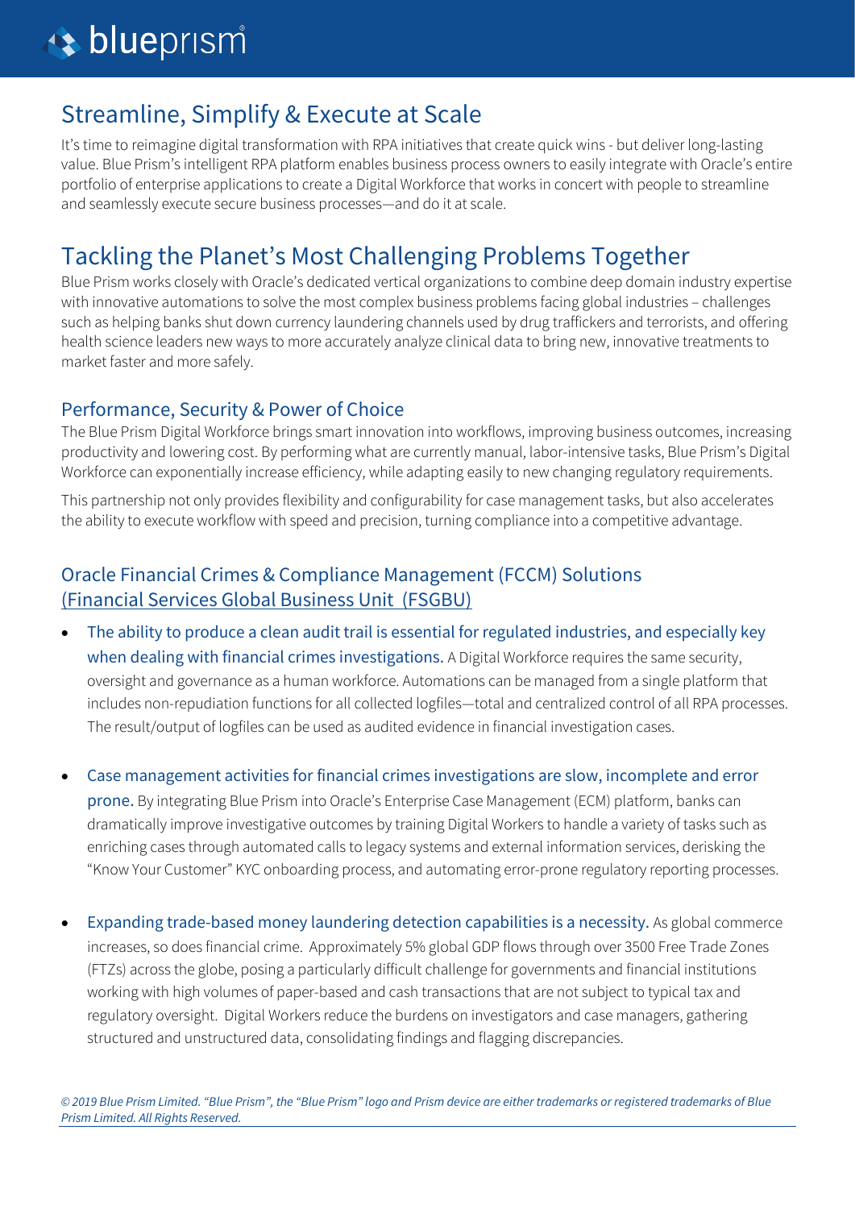## Streamline, Simplify & Execute at Scale

It's time to reimagine digital transformation with RPA initiatives that create quick wins - but deliver long-lasting value. Blue Prism's intelligent RPA platform enables business process owners to easily integrate with Oracle's entire portfolio of enterprise applications to create a Digital Workforce that works in concert with people to streamline and seamlessly execute secure business processes—and do it at scale.

## Tackling the Planet's Most Challenging Problems Together

Blue Prism works closely with Oracle's dedicated vertical organizations to combine deep domain industry expertise with innovative automations to solve the most complex business problems facing global industries – challenges such as helping banks shut down currency laundering channels used by drug traffickers and terrorists, and offering health science leaders new ways to more accurately analyze clinical data to bring new, innovative treatments to market faster and more safely.

### Performance, Security & Power of Choice

The Blue Prism Digital Workforce brings smart innovation into workflows, improving business outcomes, increasing productivity and lowering cost. By performing what are currently manual, labor-intensive tasks, Blue Prism's Digital Workforce can exponentially increase efficiency, while adapting easily to new changing regulatory requirements.

This partnership not only provides flexibility and configurability for case management tasks, but also accelerates the ability to execute workflow with speed and precision, turning compliance into a competitive advantage.

### Oracle Financial Crimes & Compliance Management (FCCM) Solutions (Financial Services Global Business Unit (FSGBU)

- The ability to produce a clean audit trail is essential for regulated industries, and especially key when dealing with financial crimes investigations. A Digital Workforce requires the same security, oversight and governance as a human workforce. Automations can be managed from a single platform that includes non-repudiation functions for all collected logfiles—total and centralized control of all RPA processes. The result/output of logfiles can be used as audited evidence in financial investigation cases.

- Case management activities for financial crimes investigations are slow, incomplete and error prone. By integrating Blue Prism into Oracle's Enterprise Case Management (ECM) platform, banks can dramatically improve investigative outcomes by training Digital Workers to handle a variety of tasks such as enriching cases through automated calls to legacy systems and external information services, derisking the "Know Your Customer" KYC onboarding process, and automating error-prone regulatory reporting processes.

- Expanding trade-based money laundering detection capabilities is a necessity. As global commerce increases, so does financial crime. Approximately 5% global GDP flows through over 3500 Free Trade Zones (FTZs) across the globe, posing a particularly difficult challenge for governments and financial institutions working with high volumes of paper-based and cash transactions that are not subject to typical tax and regulatory oversight. Digital Workers reduce the burdens on investigators and case managers, gathering structured and unstructured data, consolidating findings and flagging discrepancies.

*© 2019 Blue Prism Limited. "Blue Prism", the "Blue Prism" logo and Prism device are either trademarks or registered trademarks of Blue Prism Limited. All Rights Reserved.*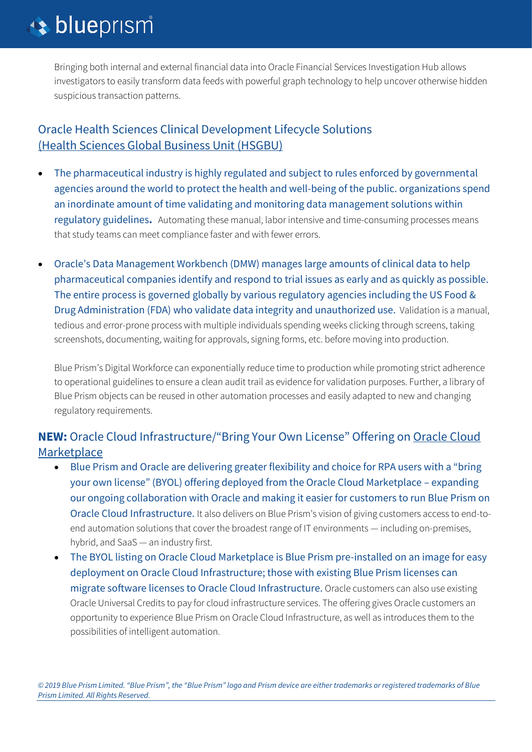Bringing both internal and external financial data into Oracle Financial Services Investigation Hub allows investigators to easily transform data feeds with powerful graph technology to help uncover otherwise hidden suspicious transaction patterns.

## Oracle Health Sciences Clinical Development Lifecycle Solutions (Health Sciences Global Business Unit (HSGBU)

- The pharmaceutical industry is highly regulated and subject to rules enforced by governmental agencies around the world to protect the health and well-being of the public. organizations spend an inordinate amount of time validating and monitoring data management solutions within regulatory guidelines**.** Automating these manual, labor intensive and time-consuming processes means that study teams can meet compliance faster and with fewer errors.

- Oracle's Data Management Workbench (DMW) manages large amounts of clinical data to help pharmaceutical companies identify and respond to trial issues as early and as quickly as possible. The entire process is governed globally by various regulatory agencies including the US Food & Drug Administration (FDA) who validate data integrity and unauthorized use. Validation is a manual, tedious and error-prone process with multiple individuals spending weeks clicking through screens, taking screenshots, documenting, waiting for approvals, signing forms, etc. before moving into production.

  Blue Prism's Digital Workforce can exponentially reduce time to production while promoting strict adherence to operational guidelines to ensure a clean audit trail as evidence for validation purposes. Further, a library of Blue Prism objects can be reused in other automation processes and easily adapted to new and changing regulatory requirements.

## **NEW:** Oracle Cloud Infrastructure/"Bring Your Own License" Offering on Oracle Cloud Marketplace

- Blue Prism and Oracle are delivering greater flexibility and choice for RPA users with a "bring your own license" (BYOL) offering deployed from the Oracle Cloud Marketplace – expanding our ongoing collaboration with Oracle and making it easier for customers to run Blue Prism on Oracle Cloud Infrastructure. It also delivers on Blue Prism's vision of giving customers access to end-to-end automation solutions that cover the broadest range of IT environments — including on-premises, hybrid, and SaaS — an industry first.
- The BYOL listing on Oracle Cloud Marketplace is Blue Prism pre-installed on an image for easy deployment on Oracle Cloud Infrastructure; those with existing Blue Prism licenses can migrate software licenses to Oracle Cloud Infrastructure. Oracle customers can also use existing Oracle Universal Credits to pay for cloud infrastructure services. The offering gives Oracle customers an opportunity to experience Blue Prism on Oracle Cloud Infrastructure, as well as introduces them to the possibilities of intelligent automation.

*© 2019 Blue Prism Limited. "Blue Prism", the "Blue Prism" logo and Prism device are either trademarks or registered trademarks of Blue Prism Limited. All Rights Reserved.*